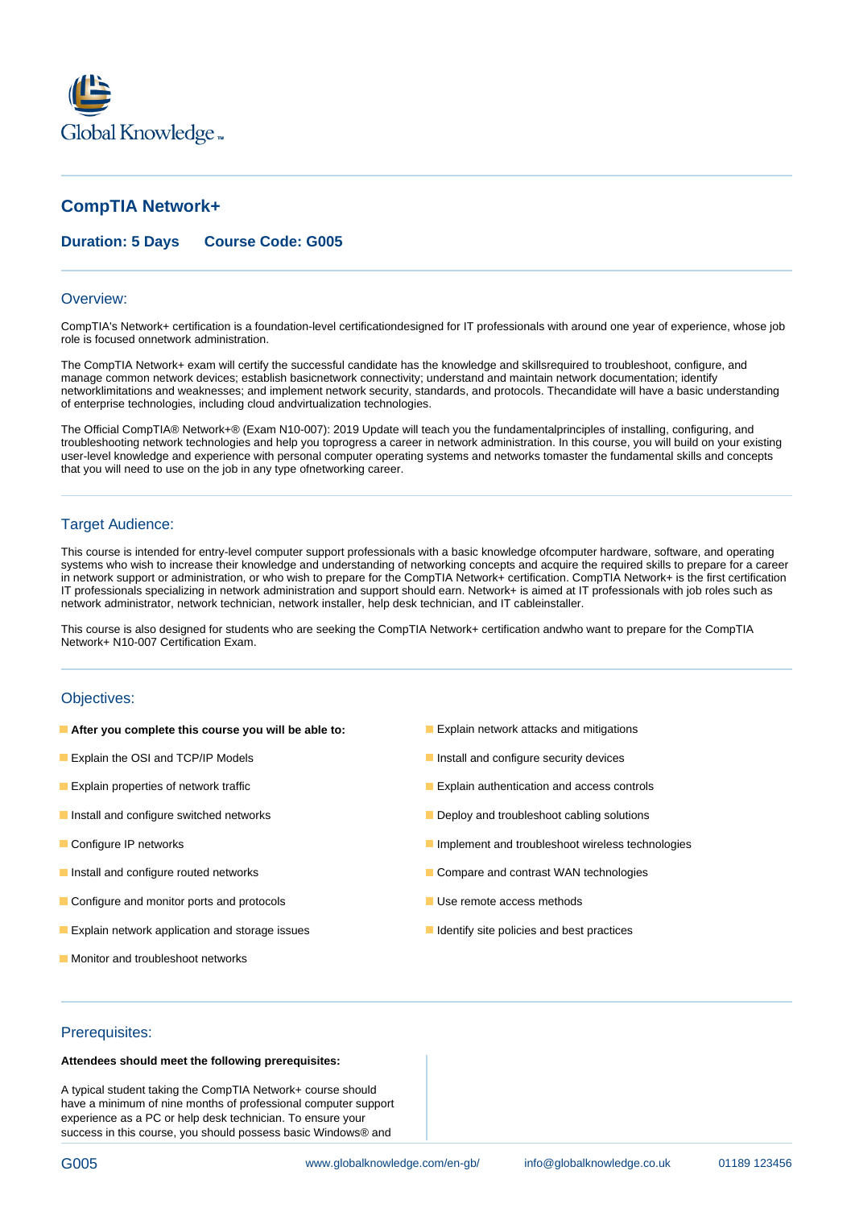# CompTIA Network+

**Duration: 5 Days    Course Code: G005**

## Overview:

CompTIA's Network+ certification is a foundation-level certificationdesigned for IT professionals with around one year of experience, whose job role is focused onnetwork administration.

The CompTIA Network+ exam will certify the successful candidate has the knowledge and skillsrequired to troubleshoot, configure, and manage common network devices; establish basicnetwork connectivity; understand and maintain network documentation; identify networklimitations and weaknesses; and implement network security, standards, and protocols. Thecandidate will have a basic understanding of enterprise technologies, including cloud andvirtualization technologies.

The Official CompTIA® Network+® (Exam N10-007): 2019 Update will teach you the fundamentalprinciples of installing, configuring, and troubleshooting network technologies and help you toprogress a career in network administration. In this course, you will build on your existing user-level knowledge and experience with personal computer operating systems and networks tomaster the fundamental skills and concepts that you will need to use on the job in any type ofnetworking career.

## Target Audience:

This course is intended for entry-level computer support professionals with a basic knowledge ofcomputer hardware, software, and operating systems who wish to increase their knowledge and understanding of networking concepts and acquire the required skills to prepare for a career in network support or administration, or who wish to prepare for the CompTIA Network+ certification. CompTIA Network+ is the first certification IT professionals specializing in network administration and support should earn. Network+ is aimed at IT professionals with job roles such as network administrator, network technician, network installer, help desk technician, and IT cableinstaller.

This course is also designed for students who are seeking the CompTIA Network+ certification andwho want to prepare for the CompTIA Network+ N10-007 Certification Exam.

## Objectives:

- **After you complete this course you will be able to:**
- Explain the OSI and TCP/IP Models
- Explain properties of network traffic
- Install and configure switched networks
- Configure IP networks
- Install and configure routed networks
- Configure and monitor ports and protocols
- Explain network application and storage issues
- Monitor and troubleshoot networks
- Explain network attacks and mitigations
- Install and configure security devices
- Explain authentication and access controls
- Deploy and troubleshoot cabling solutions
- Implement and troubleshoot wireless technologies
- Compare and contrast WAN technologies
- Use remote access methods
- Identify site policies and best practices

## Prerequisites:

**Attendees should meet the following prerequisites:**

A typical student taking the CompTIA Network+ course should have a minimum of nine months of professional computer support experience as a PC or help desk technician. To ensure your success in this course, you should possess basic Windows® and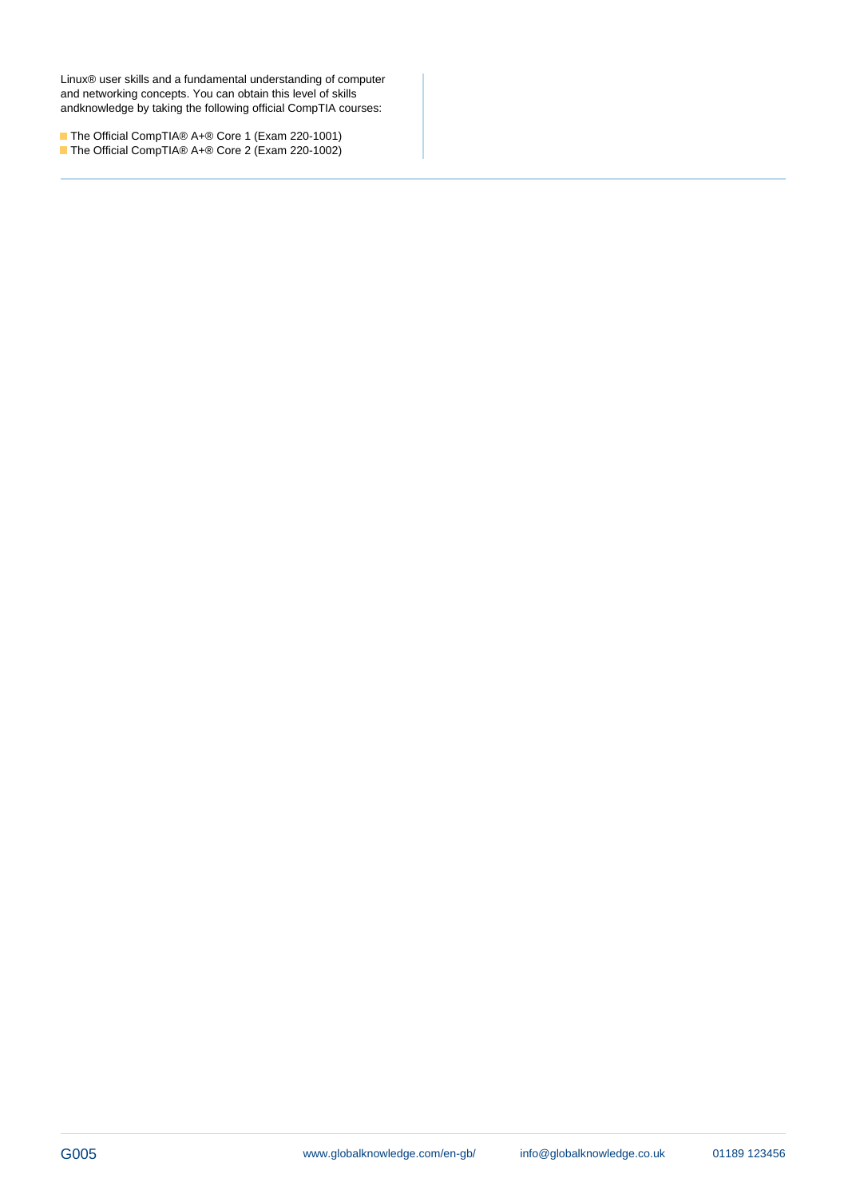Linux® user skills and a fundamental understanding of computer and networking concepts. You can obtain this level of skills andknowledge by taking the following official CompTIA courses:

- The Official CompTIA® A+® Core 1 (Exam 220-1001)
- The Official CompTIA® A+® Core 2 (Exam 220-1002)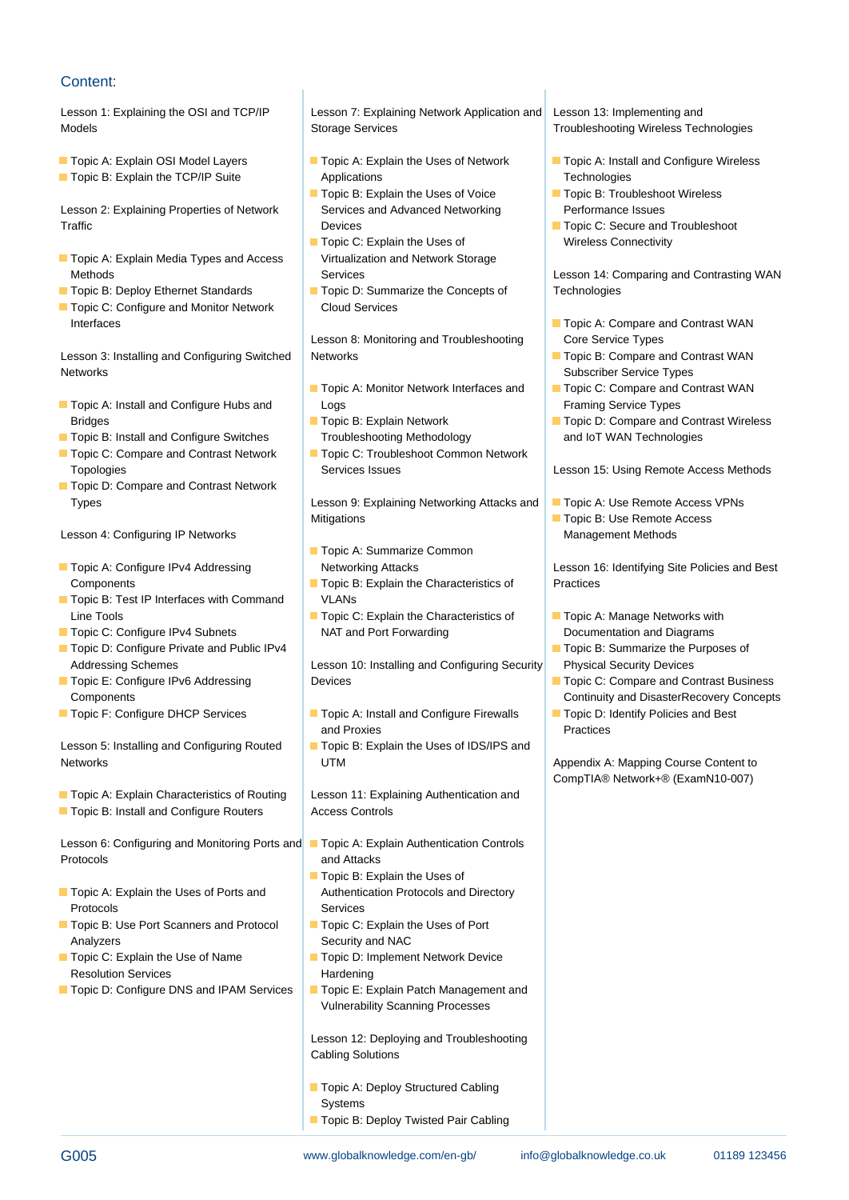## Content:

Lesson 1: Explaining the OSI and TCP/IP Models

- Topic A: Explain OSI Model Layers
- Topic B: Explain the TCP/IP Suite

Lesson 2: Explaining Properties of Network Traffic

- Topic A: Explain Media Types and Access Methods
- Topic B: Deploy Ethernet Standards
- Topic C: Configure and Monitor Network Interfaces

Lesson 3: Installing and Configuring Switched Networks

- Topic A: Install and Configure Hubs and Bridges
- Topic B: Install and Configure Switches
- Topic C: Compare and Contrast Network Topologies
- Topic D: Compare and Contrast Network Types

Lesson 4: Configuring IP Networks

- Topic A: Configure IPv4 Addressing Components
- Topic B: Test IP Interfaces with Command Line Tools
- Topic C: Configure IPv4 Subnets
- Topic D: Configure Private and Public IPv4 Addressing Schemes
- Topic E: Configure IPv6 Addressing Components
- Topic F: Configure DHCP Services

Lesson 5: Installing and Configuring Routed Networks

- Topic A: Explain Characteristics of Routing
- Topic B: Install and Configure Routers

Lesson 6: Configuring and Monitoring Ports and Protocols

- Topic A: Explain the Uses of Ports and Protocols
- Topic B: Use Port Scanners and Protocol Analyzers
- Topic C: Explain the Use of Name Resolution Services
- Topic D: Configure DNS and IPAM Services

Lesson 7: Explaining Network Application and Storage Services

- Topic A: Explain the Uses of Network Applications
- Topic B: Explain the Uses of Voice Services and Advanced Networking Devices
- Topic C: Explain the Uses of Virtualization and Network Storage Services
- Topic D: Summarize the Concepts of Cloud Services

Lesson 8: Monitoring and Troubleshooting Networks

- Topic A: Monitor Network Interfaces and Logs
- Topic B: Explain Network Troubleshooting Methodology
- Topic C: Troubleshoot Common Network Services Issues

Lesson 9: Explaining Networking Attacks and Mitigations

- Topic A: Summarize Common Networking Attacks
- Topic B: Explain the Characteristics of VLANs
- Topic C: Explain the Characteristics of NAT and Port Forwarding

Lesson 10: Installing and Configuring Security Devices

- Topic A: Install and Configure Firewalls and Proxies
- Topic B: Explain the Uses of IDS/IPS and UTM

Lesson 11: Explaining Authentication and Access Controls

- Topic A: Explain Authentication Controls and Attacks
- Topic B: Explain the Uses of Authentication Protocols and Directory Services
- Topic C: Explain the Uses of Port Security and NAC
- Topic D: Implement Network Device Hardening
- Topic E: Explain Patch Management and Vulnerability Scanning Processes

Lesson 12: Deploying and Troubleshooting Cabling Solutions

- Topic A: Deploy Structured Cabling Systems
- Topic B: Deploy Twisted Pair Cabling

Lesson 13: Implementing and Troubleshooting Wireless Technologies

- Topic A: Install and Configure Wireless Technologies
- Topic B: Troubleshoot Wireless Performance Issues
- Topic C: Secure and Troubleshoot Wireless Connectivity

Lesson 14: Comparing and Contrasting WAN Technologies

- Topic A: Compare and Contrast WAN Core Service Types
- Topic B: Compare and Contrast WAN Subscriber Service Types
- Topic C: Compare and Contrast WAN Framing Service Types
- Topic D: Compare and Contrast Wireless and IoT WAN Technologies

Lesson 15: Using Remote Access Methods

- Topic A: Use Remote Access VPNs
- Topic B: Use Remote Access Management Methods

Lesson 16: Identifying Site Policies and Best Practices

- Topic A: Manage Networks with Documentation and Diagrams
- Topic B: Summarize the Purposes of Physical Security Devices
- Topic C: Compare and Contrast Business Continuity and DisasterRecovery Concepts
- Topic D: Identify Policies and Best Practices

Appendix A: Mapping Course Content to CompTIA® Network+® (ExamN10-007)

G005 www.globalknowledge.com/en-gb/ info@globalknowledge.co.uk 01189 123456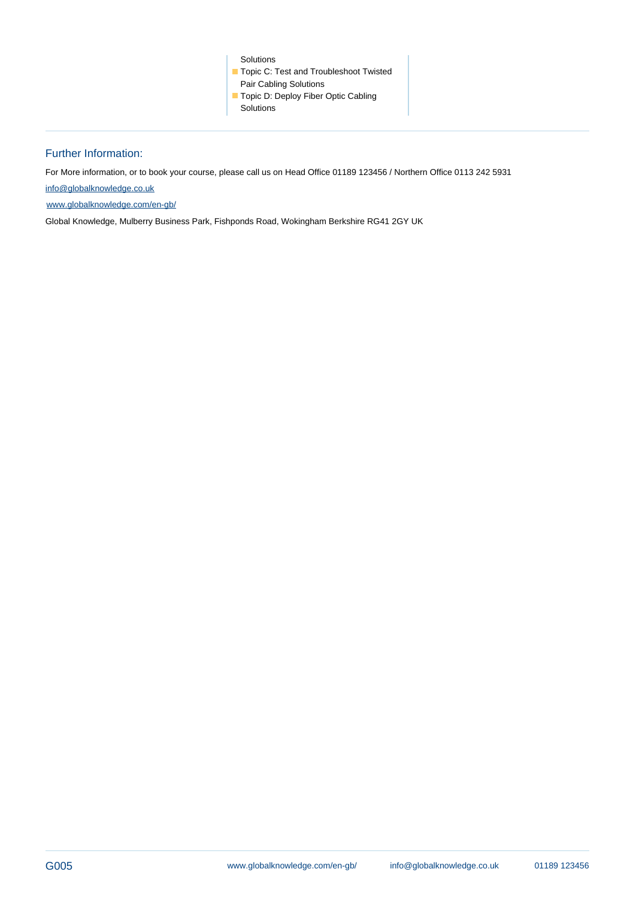Solutions

- Topic C: Test and Troubleshoot Twisted Pair Cabling Solutions
- Topic D: Deploy Fiber Optic Cabling Solutions

## Further Information:

For More information, or to book your course, please call us on Head Office 01189 123456 / Northern Office 0113 242 5931

info@globalknowledge.co.uk

www.globalknowledge.com/en-gb/

Global Knowledge, Mulberry Business Park, Fishponds Road, Wokingham Berkshire RG41 2GY UK